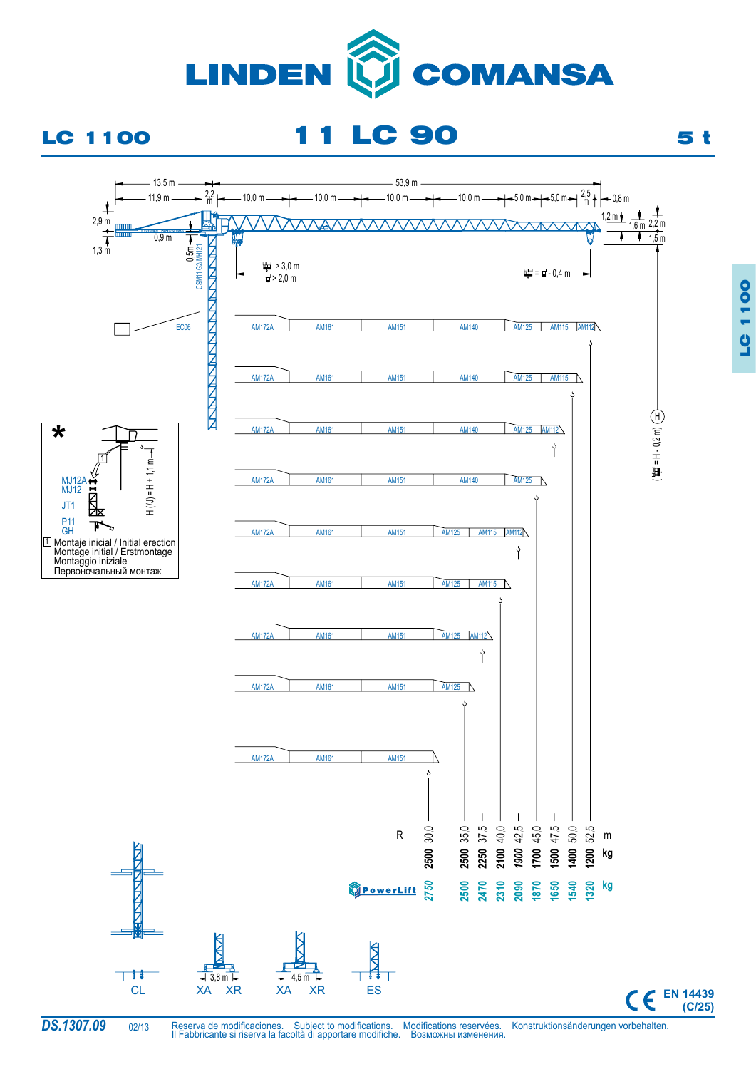# LINDEN COMANSA

## LC 1100 — 11 LC 90 — 5 t

13,5 m — 11,9 m — 2,2 m — 53,9 m — 10,0 m — 10,0 m — 10,0 m — 10,0 m — 5,0 m — 5,0 m — 2,5 m — 0,8 m

2,9 m — 0,9 m — 1,3 m — 0,5 m — 1,2 m — 1,6 m — 2,2 m — 1,5 m

CSM11-G2/MH121

> 3,0 m / > 2,0 m

= - 0,4 m

EC06

H — (H - 0,2 m)

AM172A — AM161 — AM151 — AM140 — AM125 — AM115 — AM112

\*

MJ12A
MJ12
JT1
P11
GH

H (JJ) = H + 1,1 m

1 Montaje inicial / Initial erection
Montage initial / Erstmontage
Montaggio iniziale
Первоначальный монтаж

| R | 30,0 | 35,0 | 37,5 | 40,0 | 42,5 | 45,0 | 47,5 | 50,0 | 52,5 | m |
|---|---|---|---|---|---|---|---|---|---|---|
| | 2500 | 2500 | 2250 | 2100 | 1900 | 1700 | 1500 | 1400 | 1200 | kg |
| PowerLift | 2750 | 2500 | 2470 | 2310 | 2090 | 1870 | 1650 | 1540 | 1320 | kg |

CL — XA XR (3,8 m) — XA XR (4,5 m) — ES

EN 14439 (C/25)

DS.1307.09 — 02/13

Reserva de modificaciones. Subject to modifications. Modifications reservées. Konstruktionsänderungen vorbehalten.
Il Fabbricante si riserva la facoltà di apportare modifiche. Возможны изменения.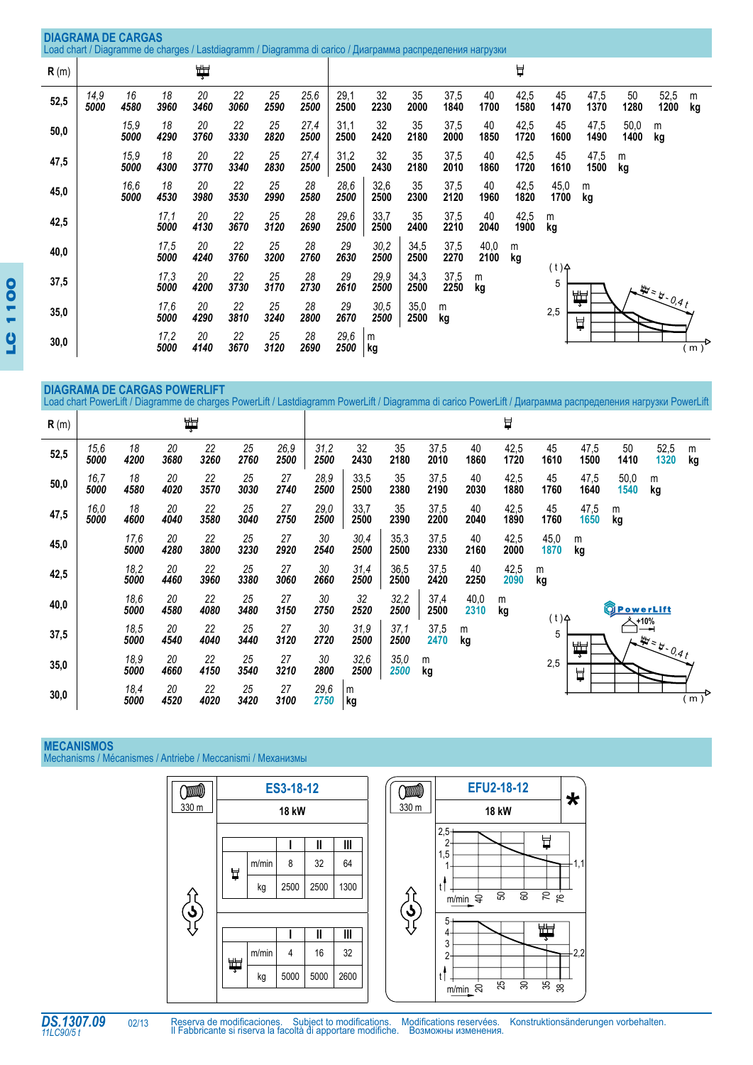## DIAGRAMA DE CARGAS

Load chart / Diagramme de charges / Lastdiagramm / Diagramma di carico / Диаграмма распределения нагрузки

| R (m) | 4-fall | | | | | | | 2-fall | | | | | | | | | | | |
|---|---|---|---|---|---|---|---|---|---|---|---|---|---|---|---|---|---|---|---|
| 52,5 | 14,9 / 5000 | 16 / 4580 | 18 / 3960 | 20 / 3460 | 22 / 3060 | 25 / 2590 | 25,6 / 2500 | 29,1 / 2500 | 32 / 2230 | 35 / 2000 | 37,5 / 1840 | 40 / 1700 | 42,5 / 1580 | 45 / 1470 | 47,5 / 1370 | 50 / 1280 | 52,5 / 1200 | m / kg |
| 50,0 | | 15,9 / 5000 | 18 / 4290 | 20 / 3760 | 22 / 3330 | 25 / 2820 | 27,4 / 2500 | 31,1 / 2500 | 32 / 2420 | 35 / 2180 | 37,5 / 2000 | 40 / 1850 | 42,5 / 1720 | 45 / 1600 | 47,5 / 1490 | 50,0 / 1400 | m / kg | |
| 47,5 | | 15,9 / 5000 | 18 / 4300 | 20 / 3770 | 22 / 3340 | 25 / 2830 | 27,4 / 2500 | 31,2 / 2500 | 32 / 2430 | 35 / 2180 | 37,5 / 2010 | 40 / 1860 | 42,5 / 1720 | 45 / 1610 | 47,5 / 1500 | m / kg | | |
| 45,0 | | 16,6 / 5000 | 18 / 4530 | 20 / 3980 | 22 / 3530 | 25 / 2990 | 28 / 2580 | 28,6 / 2500 | 32,6 / 2500 | 35 / 2300 | 37,5 / 2120 | 40 / 1960 | 42,5 / 1820 | 45,0 / 1700 | m / kg | | | |
| 42,5 | | | 17,1 / 5000 | 20 / 4130 | 22 / 3670 | 25 / 3120 | 28 / 2690 | 29,6 / 2500 | 33,7 / 2500 | 35 / 2400 | 37,5 / 2210 | 40 / 2040 | 42,5 / 1900 | m / kg | | | | |
| 40,0 | | | 17,5 / 5000 | 20 / 4240 | 22 / 3760 | 25 / 3200 | 28 / 2760 | 29 / 2630 | 30,2 / 2500 | 34,5 / 2500 | 37,5 / 2270 | 40,0 / 2100 | m / kg | | | | | |
| 37,5 | | | 17,3 / 5000 | 20 / 4200 | 22 / 3730 | 25 / 3170 | 28 / 2730 | 29 / 2610 | 29,9 / 2500 | 34,3 / 2500 | 37,5 / 2250 | m / kg | | | | | | |
| 35,0 | | | 17,6 / 5000 | 20 / 4290 | 22 / 3810 | 25 / 3240 | 28 / 2800 | 29 / 2670 | 30,5 / 2500 | 35,0 / 2500 | m / kg | | | | | | | |
| 30,0 | | | 17,2 / 5000 | 20 / 4140 | 22 / 3670 | 25 / 3120 | 28 / 2690 | 29,6 / 2500 | m / kg | | | | | | | | | |

(t) 5 / 2,5 — (m); 4-fall = 2-fall - 0,4 t

## DIAGRAMA DE CARGAS POWERLIFT

Load chart PowerLift / Diagramme de charges PowerLift / Lastdiagramm PowerLift / Diagramma di carico PowerLift / Диаграмма распределения нагрузки PowerLift

| R (m) | 4-fall | | | | | | 2-fall | | | | | | | | | | | |
|---|---|---|---|---|---|---|---|---|---|---|---|---|---|---|---|---|---|---|
| 52,5 | 15,6 / 5000 | 18 / 4200 | 20 / 3680 | 22 / 3260 | 25 / 2760 | 26,9 / 2500 | 31,2 / 2500 | 32 / 2430 | 35 / 2180 | 37,5 / 2010 | 40 / 1860 | 42,5 / 1720 | 45 / 1610 | 47,5 / 1500 | 50 / 1410 | 52,5 / 1320 | m / kg |
| 50,0 | 16,7 / 5000 | 18 / 4580 | 20 / 4020 | 22 / 3570 | 25 / 3030 | 27 / 2740 | 28,9 / 2500 | 33,5 / 2500 | 35 / 2380 | 37,5 / 2190 | 40 / 2030 | 42,5 / 1880 | 45 / 1760 | 47,5 / 1640 | 50,0 / 1540 | m / kg | |
| 47,5 | 16,0 / 5000 | 18 / 4600 | 20 / 4040 | 22 / 3580 | 25 / 3040 | 27 / 2750 | 29,0 / 2500 | 33,7 / 2500 | 35 / 2390 | 37,5 / 2200 | 40 / 2040 | 42,5 / 1890 | 45 / 1760 | 47,5 / 1650 | m / kg | | |
| 45,0 | | 17,6 / 5000 | 20 / 4280 | 22 / 3800 | 25 / 3230 | 27 / 2920 | 30 / 2540 | 30,4 / 2500 | 35,3 / 2500 | 37,5 / 2330 | 40 / 2160 | 42,5 / 2000 | 45,0 / 1870 | m / kg | | | |
| 42,5 | | 18,2 / 5000 | 20 / 4460 | 22 / 3960 | 25 / 3380 | 27 / 3060 | 30 / 2660 | 31,4 / 2500 | 36,5 / 2500 | 37,5 / 2420 | 40 / 2250 | 42,5 / 2090 | m / kg | | | | |
| 40,0 | | 18,6 / 5000 | 20 / 4580 | 22 / 4080 | 25 / 3480 | 27 / 3150 | 30 / 2750 | 32 / 2520 | 32,2 / 2500 | 37,4 / 2500 | 40,0 / 2310 | m / kg | | | | | |
| 37,5 | | 18,5 / 5000 | 20 / 4540 | 22 / 4040 | 25 / 3440 | 27 / 3120 | 30 / 2720 | 31,9 / 2500 | 37,1 / 2500 | 37,5 / 2470 | m / kg | | | | | | |
| 35,0 | | 18,9 / 5000 | 20 / 4660 | 22 / 4150 | 25 / 3540 | 27 / 3210 | 30 / 2800 | 32,6 / 2500 | 35,0 / 2500 | m / kg | | | | | | | |
| 30,0 | | 18,4 / 5000 | 20 / 4520 | 22 / 4020 | 25 / 3420 | 27 / 3100 | 29,6 / 2750 | m / kg | | | | | | | | | |

PowerLift +10% — (t) 5 / 2,5 — (m); 4-fall = 2-fall - 0,4 t

## MECANISMOS

Mechanisms / Mécanismes / Antriebe / Meccanismi / Механизмы

**ES3-18-12** — 330 m — 18 kW

| 2-fall | | I | II | III |
|---|---|---|---|---|
| | m/min | 8 | 32 | 64 |
| | kg | 2500 | 2500 | 1300 |

| 4-fall | | I | II | III |
|---|---|---|---|---|
| | m/min | 4 | 16 | 32 |
| | kg | 5000 | 5000 | 2600 |

**EFU2-18-12** * — 330 m — 18 kW

2-fall: t 2,5 / 2 / 1,5 / 1 — 1,1; m/min 40, 50, 60, 70, 76

4-fall: t 5 / 4 / 3 / 2 — 2,2; m/min 20, 25, 30, 35, 38

**DS.1307.09** 02/13 — 11LC90/5 t

Reserva de modificaciones. Subject to modifications. Modifications reservées. Konstruktionsänderungen vorbehalten. Il Fabbricante si riserva la facoltà di apportare modifiche. Возможны изменения.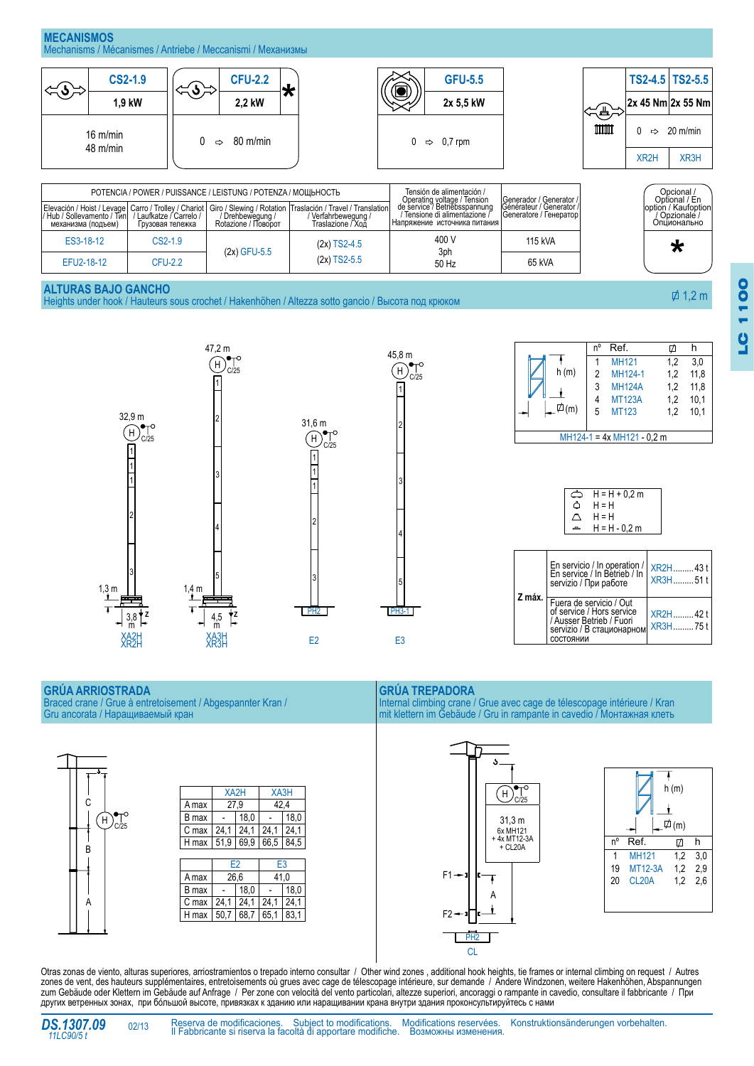## MECANISMOS
Mechanisms / Mécanismes / Antriebe / Meccanismi / Механизмы

| CS2-1.9 | CFU-2.2 * | GFU-5.5 | TS2-4.5 | TS2-5.5 |
|---|---|---|---|---|
| 1,9 kW | 2,2 kW | 2x 5,5 kW | 2x 45 Nm | 2x 55 Nm |
| 16 m/min<br>48 m/min | 0 ⇨ 80 m/min | 0 ⇨ 0,7 rpm | 0 ⇨ 20 m/min | |
| | | | XR2H | XR3H |

| POTENCIA / POWER / PUISSANCE / LEISTUNG / POTENZA / МОЩЬНОСТЬ | | | | Tensión de alimentación / Operating voltage / Tension de service / Betriebsspannung / Tensione di alimentazione / Напряжение источника питания | Generador / Generator / Générateur / Generator / Generatore / Генератор |
|---|---|---|---|---|---|
| Elevación / Hoist / Levage / Hub / Sollevamento / Тип механизма (подъем) | Carro / Trolley / Chariot / Laufkatze / Carrelo / Грузовая тележка | Giro / Slewing / Rotation / Drehbewegung / Rotazione / Поворот | Traslación / Travel / Translation / Verfahrbewegung / Traslazione / Ход | | |
| ES3-18-12 | CS2-1.9 | (2x) GFU-5.5 | (2x) TS2-4.5 | 400 V<br>3ph<br>50 Hz | 115 kVA |
| EFU2-18-12 | CFU-2.2 | | (2x) TS2-5.5 | | 65 kVA |

Opcional / Optional / En option / Kaufoption / Opzionale / Опциональнo: *

## ALTURAS BAJO GANCHO
Heights under hook / Hauteurs sous crochet / Hakenhöhen / Altezza sotto gancio / Высота под крюком

⌀ 1,2 m

- XA2H / XR2H: 32,9 m; 1,3 m; 3,8 m
- XA3H / XR3H: 47,2 m; 1,4 m; 4,5 m
- E2: 31,6 m (PH2)
- E3: 45,8 m (PH3-1)

| nº | Ref. | ⌀ | h |
|---|---|---|---|
| 1 | MH121 | 1,2 | 3,0 |
| 2 | MH124-1 | 1,2 | 11,8 |
| 3 | MH124A | 1,2 | 11,8 |
| 4 | MT123A | 1,2 | 10,1 |
| 5 | MT123 | 1,2 | 10,1 |

MH124-1 = 4x MH121 - 0,2 m

- H = H + 0,2 m
- H = H
- H = H
- H = H - 0,2 m

| Z máx. | | |
|---|---|---|
| | En servicio / In operation / En service / In Betrieb / In servizio / При работе | XR2H......... 43 t<br>XR3H......... 51 t |
| | Fuera de servicio / Out of service / Hors service / Ausser Betrieb / Fuori servizio / В стационарном состоянии | XR2H......... 42 t<br>XR3H......... 75 t |

## GRÚA ARRIOSTRADA
Braced crane / Grue à entretoisement / Abgespannter Kran / Gru ancorata / Наращиваемый кран

| | XA2H | | XA3H | |
|---|---|---|---|---|
| A max | 27,9 | | 42,4 | |
| B max | - | 18,0 | - | 18,0 |
| C max | 24,1 | 24,1 | 24,1 | 24,1 |
| H max | 51,9 | 69,9 | 66,5 | 84,5 |

| | E2 | | E3 | |
|---|---|---|---|---|
| A max | 26,6 | | 41,0 | |
| B max | - | 18,0 | - | 18,0 |
| C max | 24,1 | 24,1 | 24,1 | 24,1 |
| H max | 50,7 | 68,7 | 65,1 | 83,1 |

## GRÚA TREPADORA
Internal climbing crane / Grue avec cage de télescopage intérieure / Kran mit klettern im Gebäude / Gru in rampante in cavedio / Монтажная клеть

31,3 m
6x MH121
+ 4x MT12-3A
+ CL20A

CL (PH2)

| nº | Ref. | ⌀ | h |
|---|---|---|---|
| 1 | MH121 | 1,2 | 3,0 |
| 19 | MT12-3A | 1,2 | 2,9 |
| 20 | CL20A | 1,2 | 2,6 |

Otras zonas de viento, alturas superiores, arriostramientos o trepado interno consultar / Other wind zones , additional hook heights, tie frames or internal climbing on request / Autres zones de vent, des hauteurs supplémentaires, entretoisements où grues avec cage de télescopage intérieure, sur demande / Andere Windzonen, weitere Hakenhöhen, Abspannungen zum Gebäude oder Klettern im Gebäude auf Anfrage / Per zone con velocità del vento particolari, altezze superiori, ancoraggi o rampante in cavedio, consultare il fabbricante / При других ветреных зонах, при бóльшой высоте, привязках к зданию или наращивании крана внутри здания проконсультируйтесь с нами

DS.1307.09 11LC90/5 t — 02/13 — Reserva de modificaciones. Subject to modifications. Modifications reservées. Konstruktionsänderungen vorbehalten. Il Fabbricante si riserva la facoltà di apportare modifiche. Возможны изменения.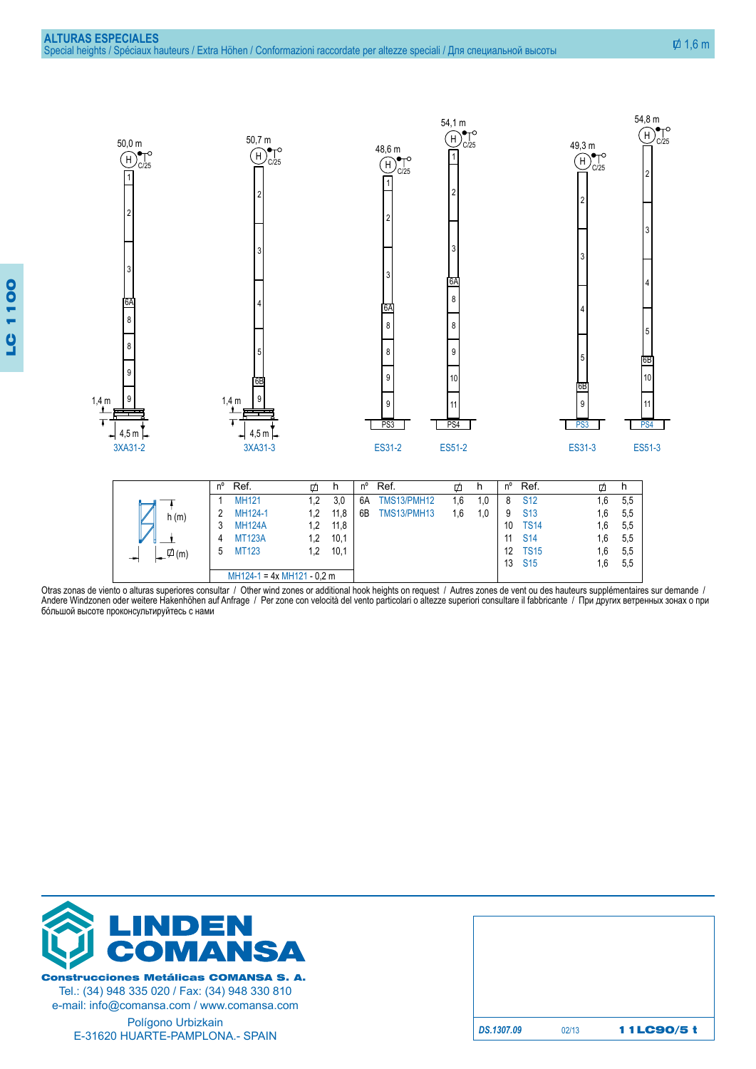# ALTURAS ESPECIALES

Special heights / Spéciaux hauteurs / Extra Höhen / Conformazioni raccordate per altezze speciali / Для специальной высоты

⌀ 1,6 m

50,0 m
H
C/25
1
2
3
6A
8
8
9
9
1,4 m
4,5 m
3XA31-2

50,7 m
H
C/25
2
3
4
5
6B
9
1,4 m
4,5 m
3XA31-3

48,6 m
H
C/25
1
2
3
6A
8
8
9
9
PS3
ES31-2

54,1 m
H
C/25
1
2
3
6A
8
8
9
10
11
PS4
ES51-2

49,3 m
H
C/25
2
3
4
5
6B
9
PS3
ES31-3

54,8 m
H
C/25
2
3
4
5
6B
10
11
PS4
ES51-3

h (m)
⌀ (m)

| nº | Ref. | ⌀ | h | nº | Ref. | ⌀ | h | nº | Ref. | ⌀ | h |
|---|---|---|---|---|---|---|---|---|---|---|---|
| 1 | MH121 | 1,2 | 3,0 | 6A | TMS13/PMH12 | 1,6 | 1,0 | 8 | S12 | 1,6 | 5,5 |
| 2 | MH124-1 | 1,2 | 11,8 | 6B | TMS13/PMH13 | 1,6 | 1,0 | 9 | S13 | 1,6 | 5,5 |
| 3 | MH124A | 1,2 | 11,8 | | | | | 10 | TS14 | 1,6 | 5,5 |
| 4 | MT123A | 1,2 | 10,1 | | | | | 11 | S14 | 1,6 | 5,5 |
| 5 | MT123 | 1,2 | 10,1 | | | | | 12 | TS15 | 1,6 | 5,5 |
| | | | | | | | | 13 | S15 | 1,6 | 5,5 |

MH124-1 = 4x MH121 - 0,2 m

Otras zonas de viento o alturas superiores consultar / Other wind zones or additional hook heights on request / Autres zones de vent ou des hauteurs supplémentaires sur demande / Andere Windzonen oder weitere Hakenhöhen auf Anfrage / Per zone con velocità del vento particolari o altezze superiori consultare il fabbricante / При других ветренных зонах о при бóльшой высоте проконсультируйтесь с нами

LINDEN COMANSA

Construcciones Metálicas COMANSA S. A.
Tel.: (34) 948 335 020 / Fax: (34) 948 330 810
e-mail: info@comansa.com / www.comansa.com
Polígono Urbizkain
E-31620 HUARTE-PAMPLONA.- SPAIN

DS.1307.09 02/13 11LC90/5 t